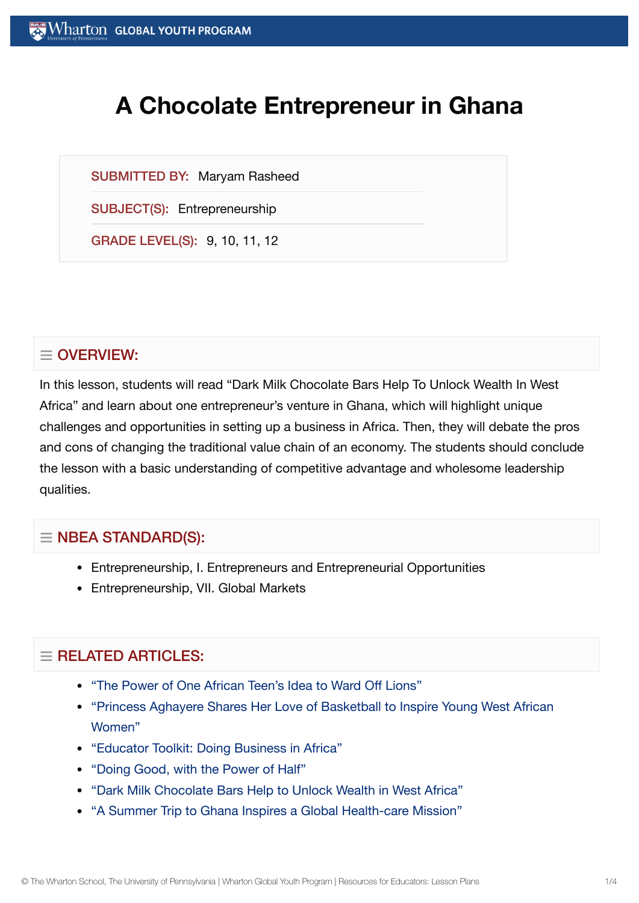# A Chocolate Entrepreneur in Ghana

**SUBMITTED BY:** Maryam Rasheed

**SUBJECT(S):** Entrepreneurship

**GRADE LEVEL(S):** 9, 10, 11, 12

## OVERVIEW:

In this lesson, students will read "Dark Milk Chocolate Bars Help To Unlock Wealth In West Africa" and learn about one entrepreneur's venture in Ghana, which will highlight unique challenges and opportunities in setting up a business in Africa. Then, they will debate the pros and cons of changing the traditional value chain of an economy. The students should conclude the lesson with a basic understanding of competitive advantage and wholesome leadership qualities.

## NBEA STANDARD(S):

- Entrepreneurship, I. Entrepreneurs and Entrepreneurial Opportunities
- Entrepreneurship, VII. Global Markets

## RELATED ARTICLES:

- "The Power of One African Teen's Idea to Ward Off Lions"
- "Princess Aghayere Shares Her Love of Basketball to Inspire Young West African Women"
- "Educator Toolkit: Doing Business in Africa"
- "Doing Good, with the Power of Half"
- "Dark Milk Chocolate Bars Help to Unlock Wealth in West Africa"
- "A Summer Trip to Ghana Inspires a Global Health-care Mission"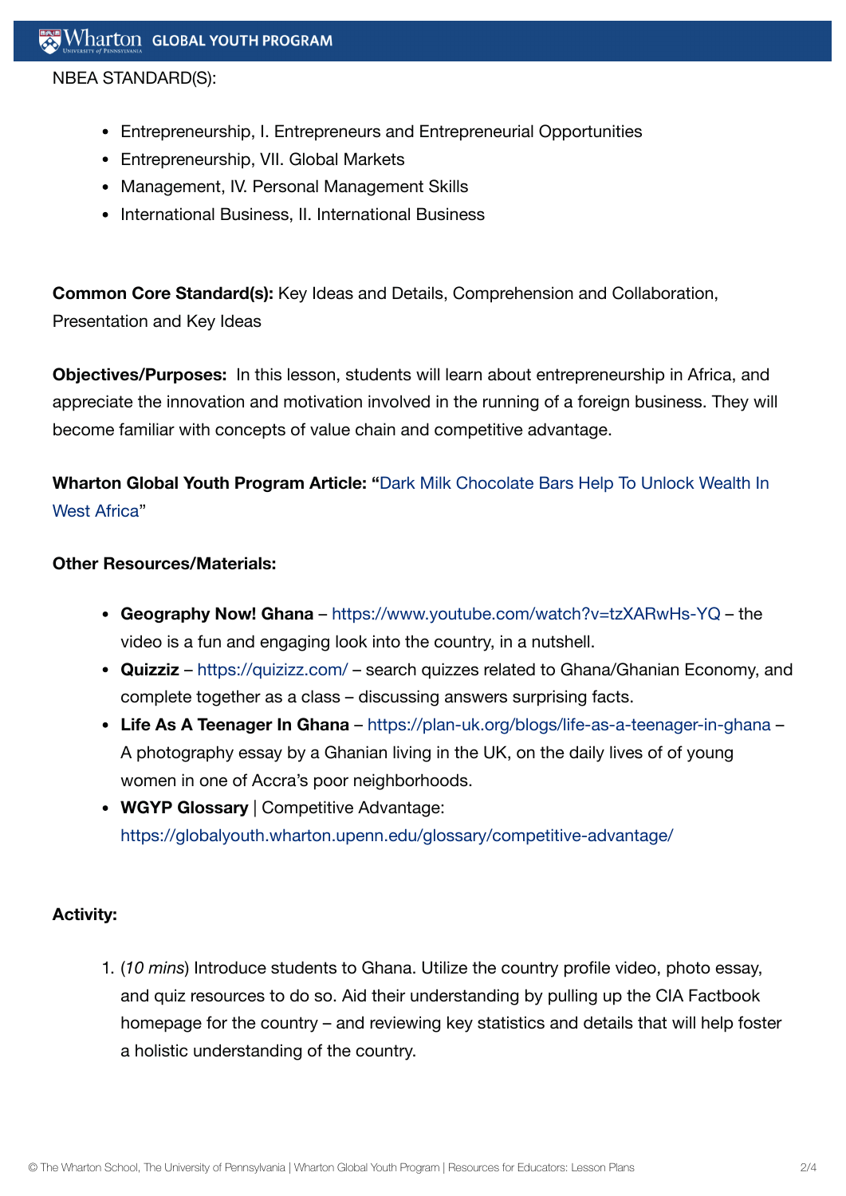NBEA STANDARD(S):

- Entrepreneurship, I. Entrepreneurs and Entrepreneurial Opportunities
- Entrepreneurship, VII. Global Markets
- Management, IV. Personal Management Skills
- International Business, II. International Business

**Common Core Standard(s):** Key Ideas and Details, Comprehension and Collaboration, Presentation and Key Ideas

**Objectives/Purposes:** In this lesson, students will learn about entrepreneurship in Africa, and appreciate the innovation and motivation involved in the running of a foreign business. They will become familiar with concepts of value chain and competitive advantage.

**Wharton Global Youth Program Article: "**Dark Milk Chocolate Bars Help To Unlock Wealth In West Africa"

**Other Resources/Materials:**

- **Geography Now! Ghana** – https://www.youtube.com/watch?v=tzXARwHs-YQ – the video is a fun and engaging look into the country, in a nutshell.
- **Quizziz** – https://quizizz.com/ – search quizzes related to Ghana/Ghanian Economy, and complete together as a class – discussing answers surprising facts.
- **Life As A Teenager In Ghana** – https://plan-uk.org/blogs/life-as-a-teenager-in-ghana – A photography essay by a Ghanian living in the UK, on the daily lives of of young women in one of Accra's poor neighborhoods.
- **WGYP Glossary** | Competitive Advantage: https://globalyouth.wharton.upenn.edu/glossary/competitive-advantage/

**Activity:**

1. (*10 mins*) Introduce students to Ghana. Utilize the country profile video, photo essay, and quiz resources to do so. Aid their understanding by pulling up the CIA Factbook homepage for the country – and reviewing key statistics and details that will help foster a holistic understanding of the country.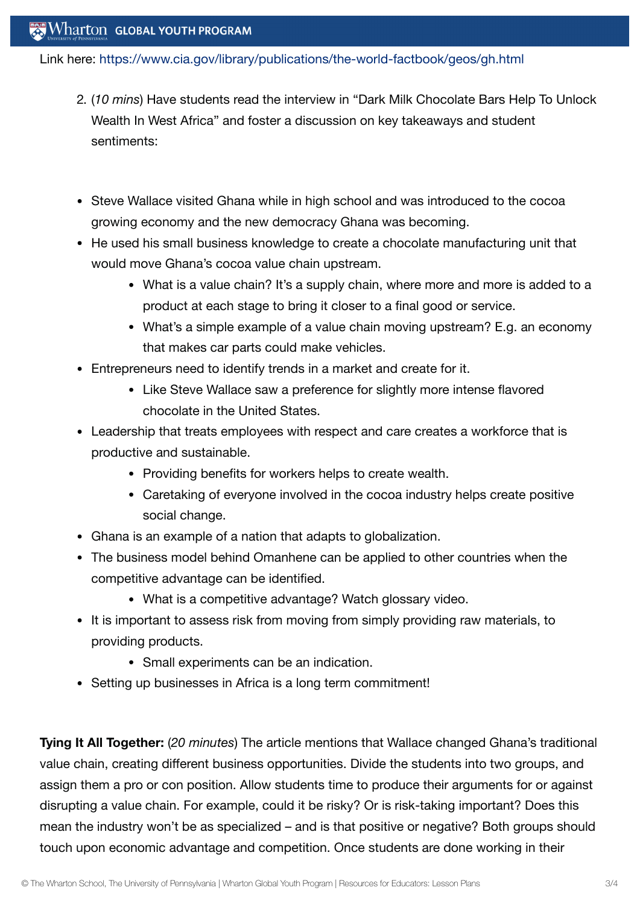Link here: https://www.cia.gov/library/publications/the-world-factbook/geos/gh.html

2. (*10 mins*) Have students read the interview in "Dark Milk Chocolate Bars Help To Unlock Wealth In West Africa" and foster a discussion on key takeaways and student sentiments:

- Steve Wallace visited Ghana while in high school and was introduced to the cocoa growing economy and the new democracy Ghana was becoming.
- He used his small business knowledge to create a chocolate manufacturing unit that would move Ghana's cocoa value chain upstream.
    - What is a value chain? It's a supply chain, where more and more is added to a product at each stage to bring it closer to a final good or service.
    - What's a simple example of a value chain moving upstream? E.g. an economy that makes car parts could make vehicles.
- Entrepreneurs need to identify trends in a market and create for it.
    - Like Steve Wallace saw a preference for slightly more intense flavored chocolate in the United States.
- Leadership that treats employees with respect and care creates a workforce that is productive and sustainable.
    - Providing benefits for workers helps to create wealth.
    - Caretaking of everyone involved in the cocoa industry helps create positive social change.
- Ghana is an example of a nation that adapts to globalization.
- The business model behind Omanhene can be applied to other countries when the competitive advantage can be identified.
    - What is a competitive advantage? Watch glossary video.
- It is important to assess risk from moving from simply providing raw materials, to providing products.
    - Small experiments can be an indication.
- Setting up businesses in Africa is a long term commitment!

**Tying It All Together:** (*20 minutes*) The article mentions that Wallace changed Ghana's traditional value chain, creating different business opportunities. Divide the students into two groups, and assign them a pro or con position. Allow students time to produce their arguments for or against disrupting a value chain. For example, could it be risky? Or is risk-taking important? Does this mean the industry won't be as specialized – and is that positive or negative? Both groups should touch upon economic advantage and competition. Once students are done working in their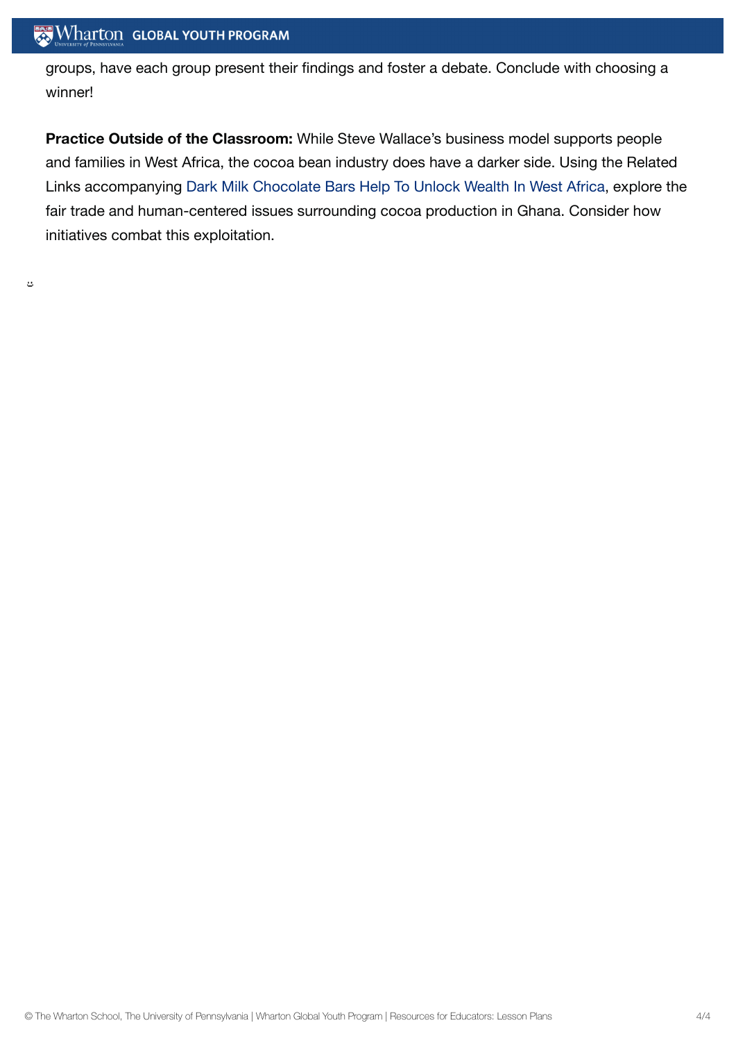groups, have each group present their findings and foster a debate. Conclude with choosing a winner!

**Practice Outside of the Classroom:** While Steve Wallace's business model supports people and families in West Africa, the cocoa bean industry does have a darker side. Using the Related Links accompanying Dark Milk Chocolate Bars Help To Unlock Wealth In West Africa, explore the fair trade and human-centered issues surrounding cocoa production in Ghana. Consider how initiatives combat this exploitation.